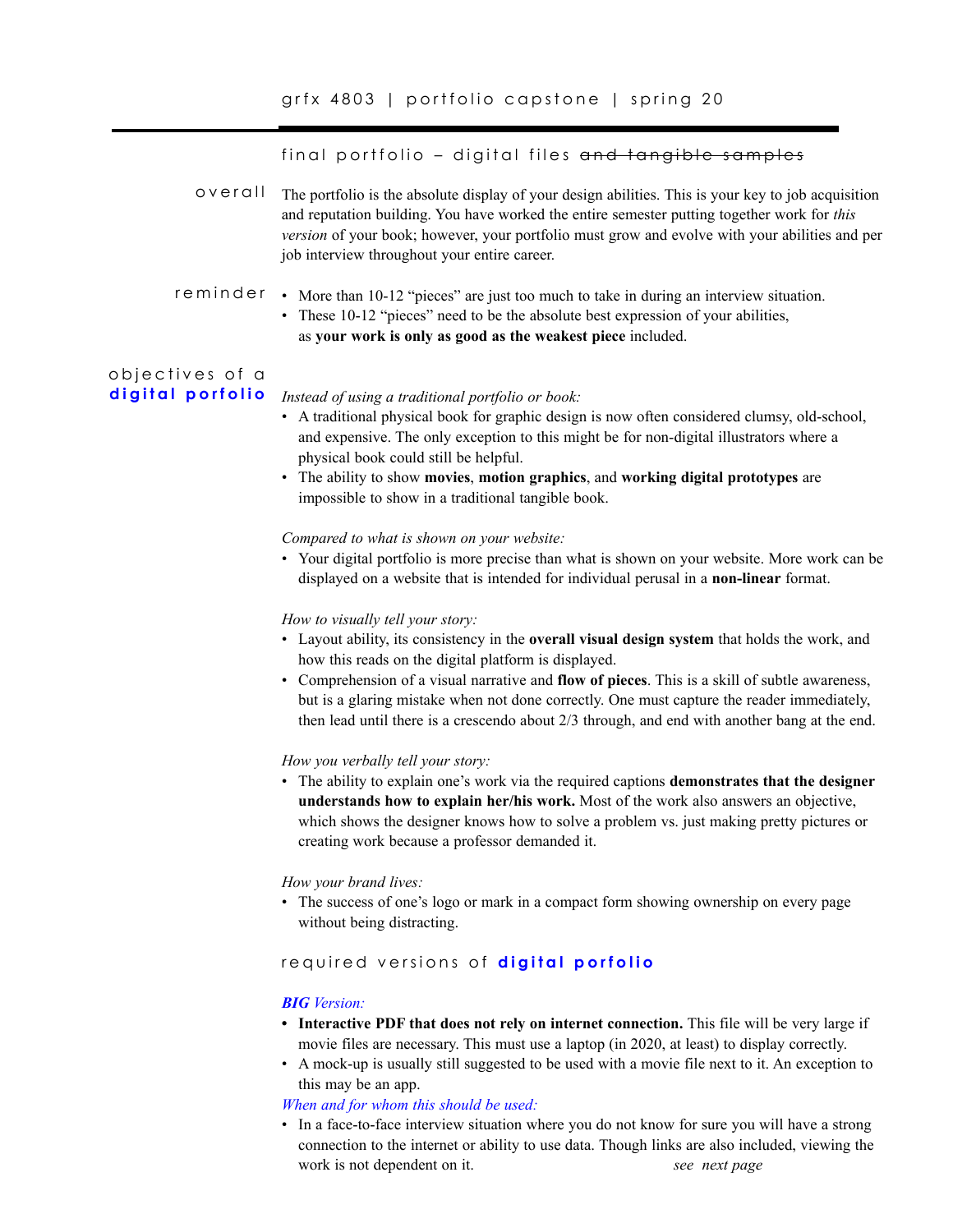# grfx 4803 | portfolio capstone | spring 20

## final portfolio – digital files ~~and tangible samples~~

**overall**

The portfolio is the absolute display of your design abilities. This is your key to job acquisition and reputation building. You have worked the entire semester putting together work for *this version* of your book; however, your portfolio must grow and evolve with your abilities and per job interview throughout your entire career.

**reminder**

- More than 10-12 "pieces" are just too much to take in during an interview situation.
- These 10-12 "pieces" need to be the absolute best expression of your abilities, as **your work is only as good as the weakest piece** included.

## objectives of a **digital porfolio**

*Instead of using a traditional portfolio or book:*

- A traditional physical book for graphic design is now often considered clumsy, old-school, and expensive. The only exception to this might be for non-digital illustrators where a physical book could still be helpful.
- The ability to show **movies**, **motion graphics**, and **working digital prototypes** are impossible to show in a traditional tangible book.

*Compared to what is shown on your website:*

- Your digital portfolio is more precise than what is shown on your website. More work can be displayed on a website that is intended for individual perusal in a **non-linear** format.

*How to visually tell your story:*

- Layout ability, its consistency in the **overall visual design system** that holds the work, and how this reads on the digital platform is displayed.
- Comprehension of a visual narrative and **flow of pieces**. This is a skill of subtle awareness, but is a glaring mistake when not done correctly. One must capture the reader immediately, then lead until there is a crescendo about 2/3 through, and end with another bang at the end.

*How you verbally tell your story:*

- The ability to explain one's work via the required captions **demonstrates that the designer understands how to explain her/his work.** Most of the work also answers an objective, which shows the designer knows how to solve a problem vs. just making pretty pictures or creating work because a professor demanded it.

*How your brand lives:*

- The success of one's logo or mark in a compact form showing ownership on every page without being distracting.

## required versions of **digital porfolio**

***BIG** Version:*

- **Interactive PDF that does not rely on internet connection.** This file will be very large if movie files are necessary. This must use a laptop (in 2020, at least) to display correctly.
- A mock-up is usually still suggested to be used with a movie file next to it. An exception to this may be an app.

*When and for whom this should be used:*

- In a face-to-face interview situation where you do not know for sure you will have a strong connection to the internet or ability to use data. Though links are also included, viewing the work is not dependent on it.

*see next page*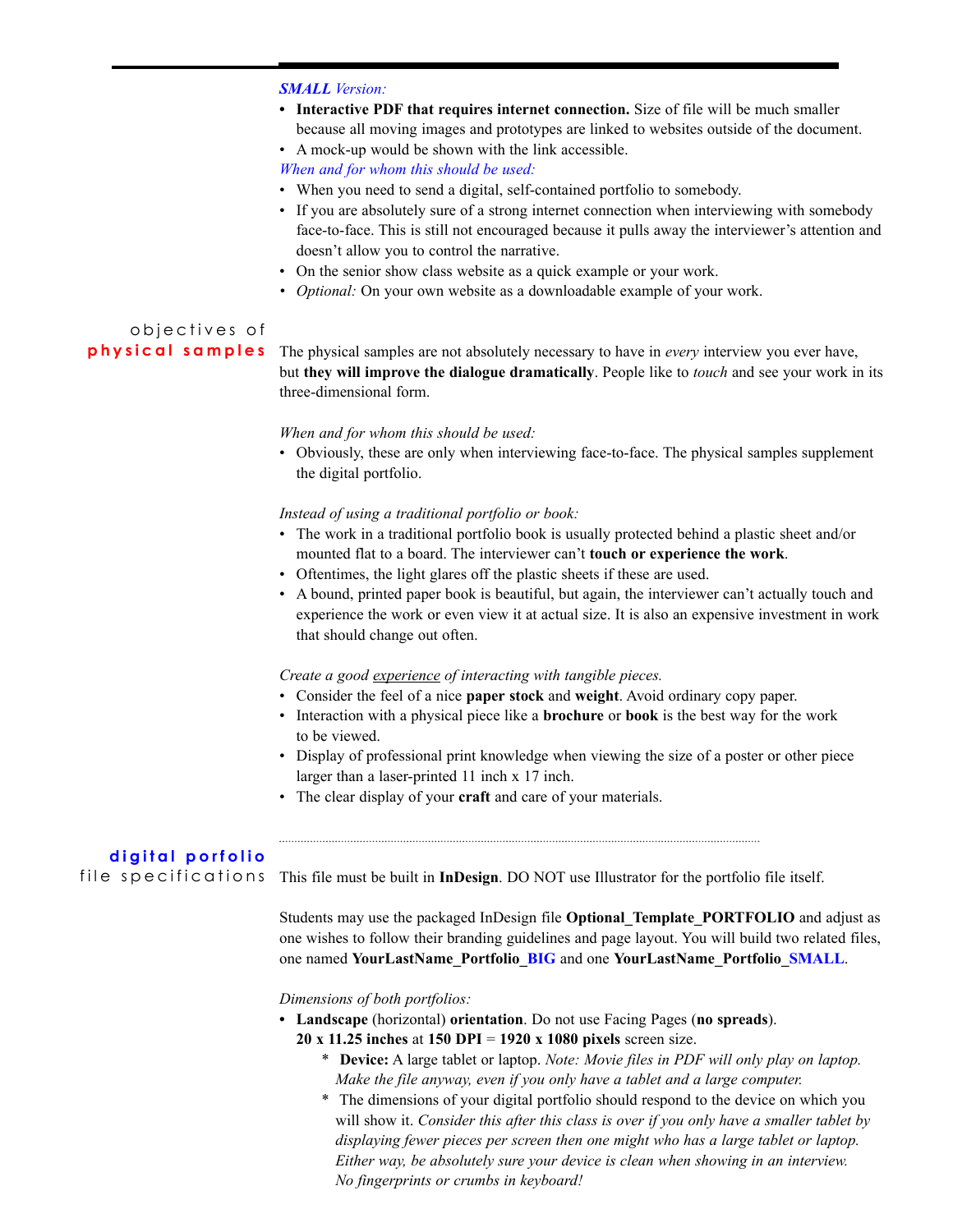***SMALL** Version:*

- **Interactive PDF that requires internet connection.** Size of file will be much smaller because all moving images and prototypes are linked to websites outside of the document.
- A mock-up would be shown with the link accessible.

*When and for whom this should be used:*

- When you need to send a digital, self-contained portfolio to somebody.
- If you are absolutely sure of a strong internet connection when interviewing with somebody face-to-face. This is still not encouraged because it pulls away the interviewer's attention and doesn't allow you to control the narrative.
- On the senior show class website as a quick example or your work.
- *Optional:* On your own website as a downloadable example of your work.

## objectives of physical samples

The physical samples are not absolutely necessary to have in *every* interview you ever have, but **they will improve the dialogue dramatically**. People like to *touch* and see your work in its three-dimensional form.

*When and for whom this should be used:*

- Obviously, these are only when interviewing face-to-face. The physical samples supplement the digital portfolio.

*Instead of using a traditional portfolio or book:*

- The work in a traditional portfolio book is usually protected behind a plastic sheet and/or mounted flat to a board. The interviewer can't **touch or experience the work**.
- Oftentimes, the light glares off the plastic sheets if these are used.
- A bound, printed paper book is beautiful, but again, the interviewer can't actually touch and experience the work or even view it at actual size. It is also an expensive investment in work that should change out often.

*Create a good experience of interacting with tangible pieces.*

- Consider the feel of a nice **paper stock** and **weight**. Avoid ordinary copy paper.
- Interaction with a physical piece like a **brochure** or **book** is the best way for the work to be viewed.
- Display of professional print knowledge when viewing the size of a poster or other piece larger than a laser-printed 11 inch x 17 inch.
- The clear display of your **craft** and care of your materials.

---

## digital porfolio file specifications

This file must be built in **InDesign**. DO NOT use Illustrator for the portfolio file itself.

Students may use the packaged InDesign file **Optional_Template_PORTFOLIO** and adjust as one wishes to follow their branding guidelines and page layout. You will build two related files, one named **YourLastName_Portfolio_BIG** and one **YourLastName_Portfolio_SMALL**.

*Dimensions of both portfolios:*

- **Landscape** (horizontal) **orientation**. Do not use Facing Pages (**no spreads**).
  **20 x 11.25 inches** at **150 DPI** = **1920 x 1080 pixels** screen size.
  - **Device:** A large tablet or laptop. *Note: Movie files in PDF will only play on laptop. Make the file anyway, even if you only have a tablet and a large computer.*
  - The dimensions of your digital portfolio should respond to the device on which you will show it. *Consider this after this class is over if you only have a smaller tablet by displaying fewer pieces per screen then one might who has a large tablet or laptop. Either way, be absolutely sure your device is clean when showing in an interview. No fingerprints or crumbs in keyboard!*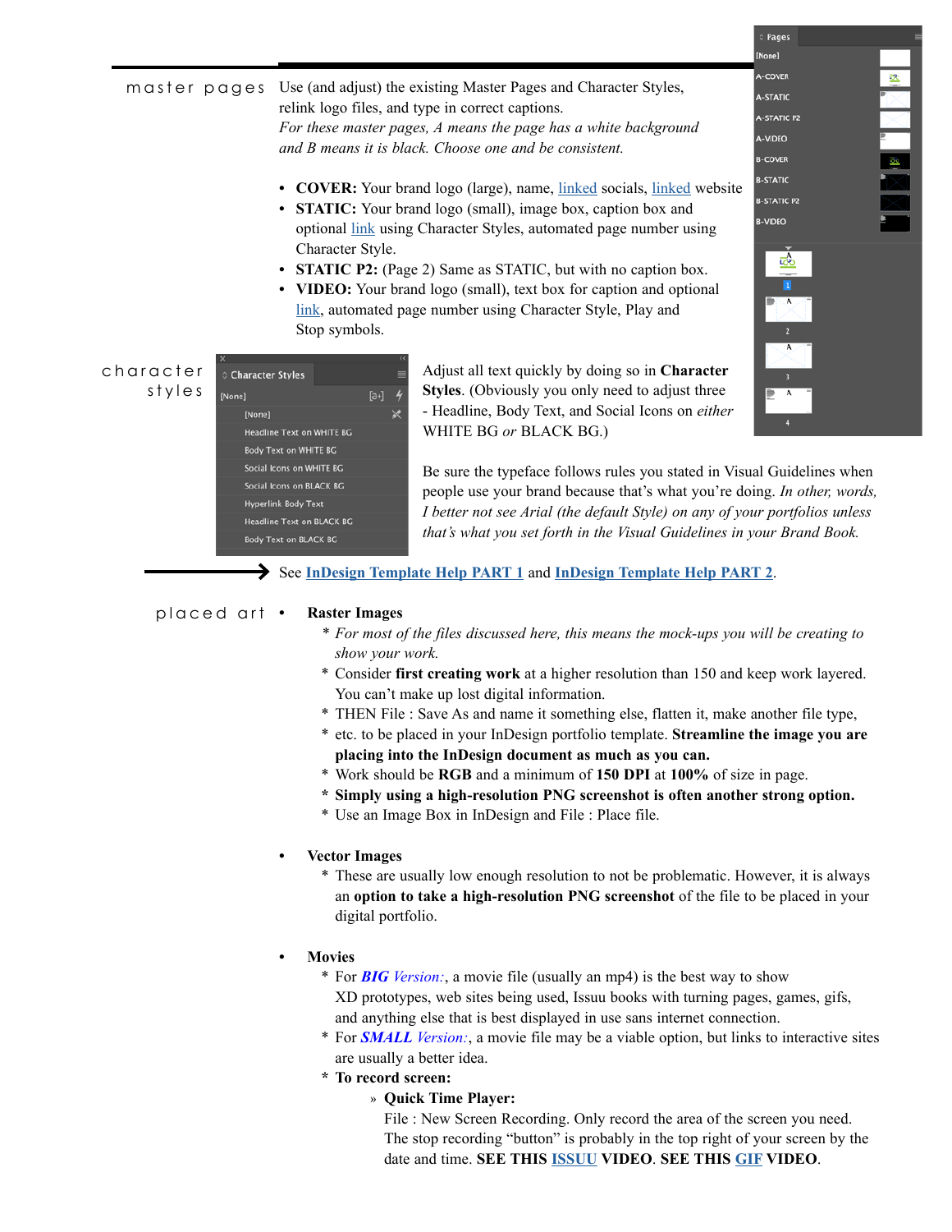## master pages

Use (and adjust) the existing Master Pages and Character Styles, relink logo files, and type in correct captions.
*For these master pages, A means the page has a white background and B means it is black. Choose one and be consistent.*

- **COVER:** Your brand logo (large), name, linked socials, linked website
- **STATIC:** Your brand logo (small), image box, caption box and optional link using Character Styles, automated page number using Character Style.
- **STATIC P2:** (Page 2) Same as STATIC, but with no caption box.
- **VIDEO:** Your brand logo (small), text box for caption and optional link, automated page number using Character Style, Play and Stop symbols.

Pages
[None]
A-COVER
A-STATIC
A-STATIC P2
A-VIDEO
B-COVER
B-STATIC
B-STATIC P2
B-VIDEO

## character styles

Character Styles
[None]
[None]
Headline Text on WHITE BG
Body Text on WHITE BG
Social Icons on WHITE BG
Social Icons on BLACK BG
Hyperlink Body Text
Headline Text on BLACK BG
Body Text on BLACK BG

Adjust all text quickly by doing so in **Character Styles**. (Obviously you only need to adjust three - Headline, Body Text, and Social Icons on *either* WHITE BG *or* BLACK BG.)

Be sure the typeface follows rules you stated in Visual Guidelines when people use your brand because that's what you're doing. *In other, words, I better not see Arial (the default Style) on any of your portfolios unless that's what you set forth in the Visual Guidelines in your Brand Book.*

See **InDesign Template Help PART 1** and **InDesign Template Help PART 2**.

## placed art

- **Raster Images**
  - *For most of the files discussed here, this means the mock-ups you will be creating to show your work.*
  - Consider **first creating work** at a higher resolution than 150 and keep work layered. You can't make up lost digital information.
  - THEN File : Save As and name it something else, flatten it, make another file type,
  - etc. to be placed in your InDesign portfolio template. **Streamline the image you are placing into the InDesign document as much as you can.**
  - Work should be **RGB** and a minimum of **150 DPI** at **100%** of size in page.
  - **Simply using a high-resolution PNG screenshot is often another strong option.**
  - Use an Image Box in InDesign and File : Place file.

- **Vector Images**
  - These are usually low enough resolution to not be problematic. However, it is always an **option to take a high-resolution PNG screenshot** of the file to be placed in your digital portfolio.

- **Movies**
  - For ***BIG*** *Version:*, a movie file (usually an mp4) is the best way to show XD prototypes, web sites being used, Issuu books with turning pages, games, gifs, and anything else that is best displayed in use sans internet connection.
  - For ***SMALL*** *Version:*, a movie file may be a viable option, but links to interactive sites are usually a better idea.
  - **To record screen:**
    - » **Quick Time Player:**
      File : New Screen Recording. Only record the area of the screen you need. The stop recording "button" is probably in the top right of your screen by the date and time. **SEE THIS ISSUU VIDEO. SEE THIS GIF VIDEO.**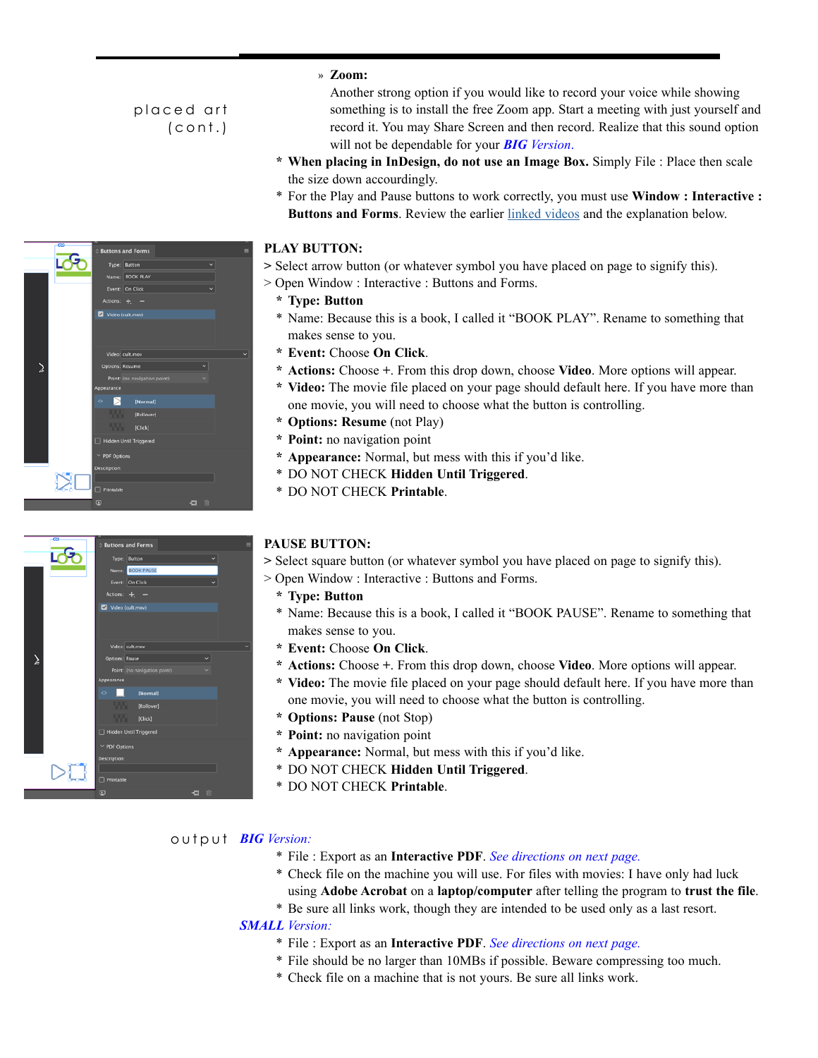placed art (cont.)

» **Zoom:**
Another strong option if you would like to record your voice while showing something is to install the free Zoom app. Start a meeting with just yourself and record it. You may Share Screen and then record. Realize that this sound option will not be dependable for your ***BIG** Version*.

* **When placing in InDesign, do not use an Image Box.** Simply File : Place then scale the size down accordingly.
* For the Play and Pause buttons to work correctly, you must use **Window : Interactive : Buttons and Forms**. Review the earlier linked videos and the explanation below.

**PLAY BUTTON:**

> Select arrow button (or whatever symbol you have placed on page to signify this).
> Open Window : Interactive : Buttons and Forms.

* **Type: Button**
* Name: Because this is a book, I called it "BOOK PLAY". Rename to something that makes sense to you.
* **Event:** Choose **On Click**.
* **Actions:** Choose +. From this drop down, choose **Video**. More options will appear.
* **Video:** The movie file placed on your page should default here. If you have more than one movie, you will need to choose what the button is controlling.
* **Options: Resume** (not Play)
* **Point:** no navigation point
* **Appearance:** Normal, but mess with this if you'd like.
* DO NOT CHECK **Hidden Until Triggered**.
* DO NOT CHECK **Printable**.

**PAUSE BUTTON:**

> Select square button (or whatever symbol you have placed on page to signify this).
> Open Window : Interactive : Buttons and Forms.

* **Type: Button**
* Name: Because this is a book, I called it "BOOK PAUSE". Rename to something that makes sense to you.
* **Event:** Choose **On Click**.
* **Actions:** Choose +. From this drop down, choose **Video**. More options will appear.
* **Video:** The movie file placed on your page should default here. If you have more than one movie, you will need to choose what the button is controlling.
* **Options: Pause** (not Stop)
* **Point:** no navigation point
* **Appearance:** Normal, but mess with this if you'd like.
* DO NOT CHECK **Hidden Until Triggered**.
* DO NOT CHECK **Printable**.

output

***BIG** Version:*

* File : Export as an **Interactive PDF**. *See directions on next page.*
* Check file on the machine you will use. For files with movies: I have only had luck using **Adobe Acrobat** on a **laptop/computer** after telling the program to **trust the file**.
* Be sure all links work, though they are intended to be used only as a last resort.

***SMALL** Version:*

* File : Export as an **Interactive PDF**. *See directions on next page.*
* File should be no larger than 10MBs if possible. Beware compressing too much.
* Check file on a machine that is not yours. Be sure all links work.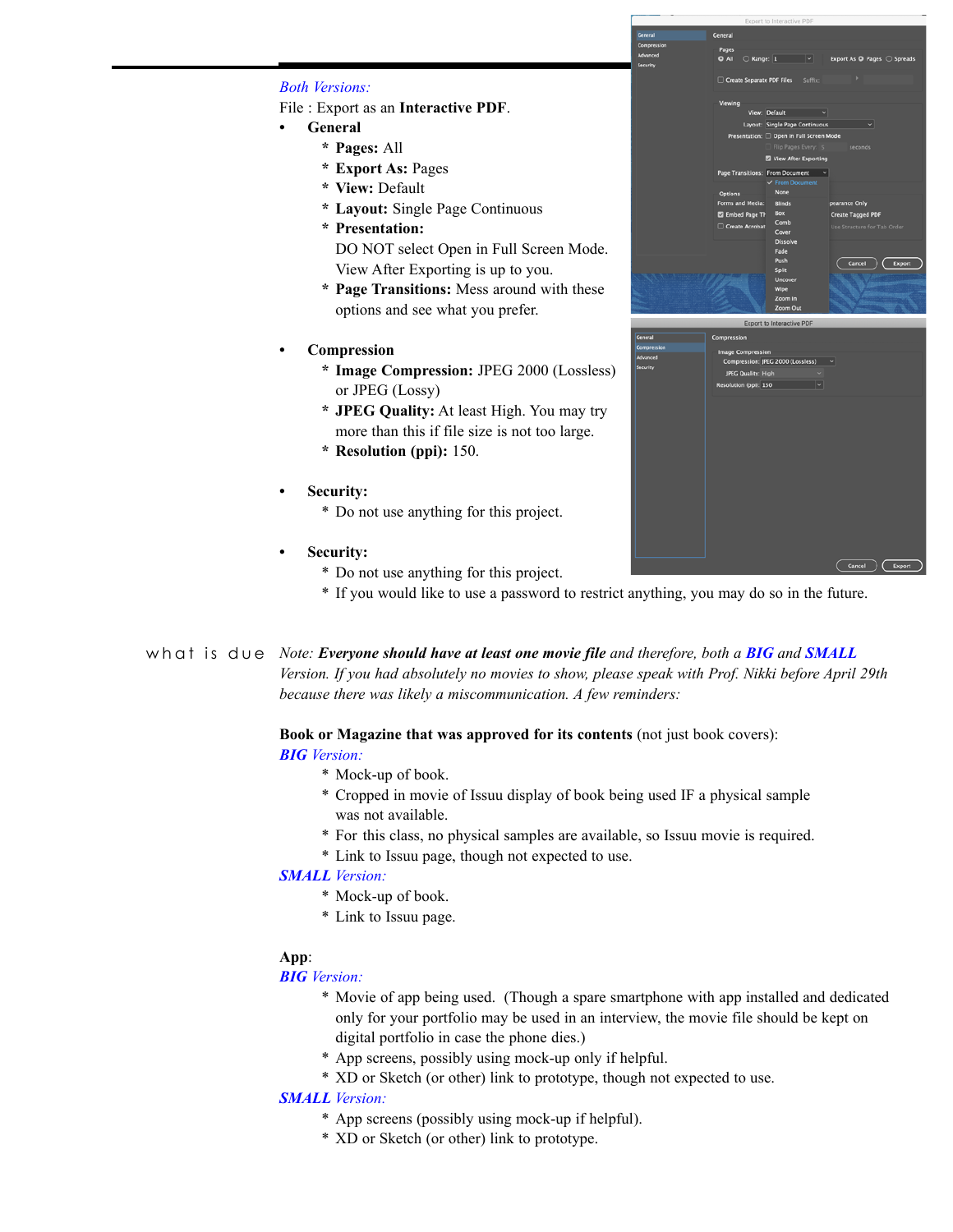*Both Versions:*

File : Export as an **Interactive PDF**.

- **General**
  - * **Pages:** All
  - * **Export As:** Pages
  - * **View:** Default
  - * **Layout:** Single Page Continuous
  - * **Presentation:** DO NOT select Open in Full Screen Mode. View After Exporting is up to you.
  - * **Page Transitions:** Mess around with these options and see what you prefer.

- **Compression**
  - * **Image Compression:** JPEG 2000 (Lossless) or JPEG (Lossy)
  - * **JPEG Quality:** At least High. You may try more than this if file size is not too large.
  - * **Resolution (ppi):** 150.

- **Security:**
  - * Do not use anything for this project.

- **Security:**
  - * Do not use anything for this project.
  - * If you would like to use a password to restrict anything, you may do so in the future.

what is due

*Note: **Everyone should have at least one movie file** and therefore, both a **BIG** and **SMALL** Version. If you had absolutely no movies to show, please speak with Prof. Nikki before April 29th because there was likely a miscommunication. A few reminders:*

**Book or Magazine that was approved for its contents** (not just book covers):

***BIG** Version:*

- * Mock-up of book.
- * Cropped in movie of Issuu display of book being used IF a physical sample was not available.
- * For this class, no physical samples are available, so Issuu movie is required.
- * Link to Issuu page, though not expected to use.

***SMALL** Version:*

- * Mock-up of book.
- * Link to Issuu page.

**App**:

***BIG** Version:*

- * Movie of app being used. (Though a spare smartphone with app installed and dedicated only for your portfolio may be used in an interview, the movie file should be kept on digital portfolio in case the phone dies.)
- * App screens, possibly using mock-up only if helpful.
- * XD or Sketch (or other) link to prototype, though not expected to use.

***SMALL** Version:*

- * App screens (possibly using mock-up if helpful).
- * XD or Sketch (or other) link to prototype.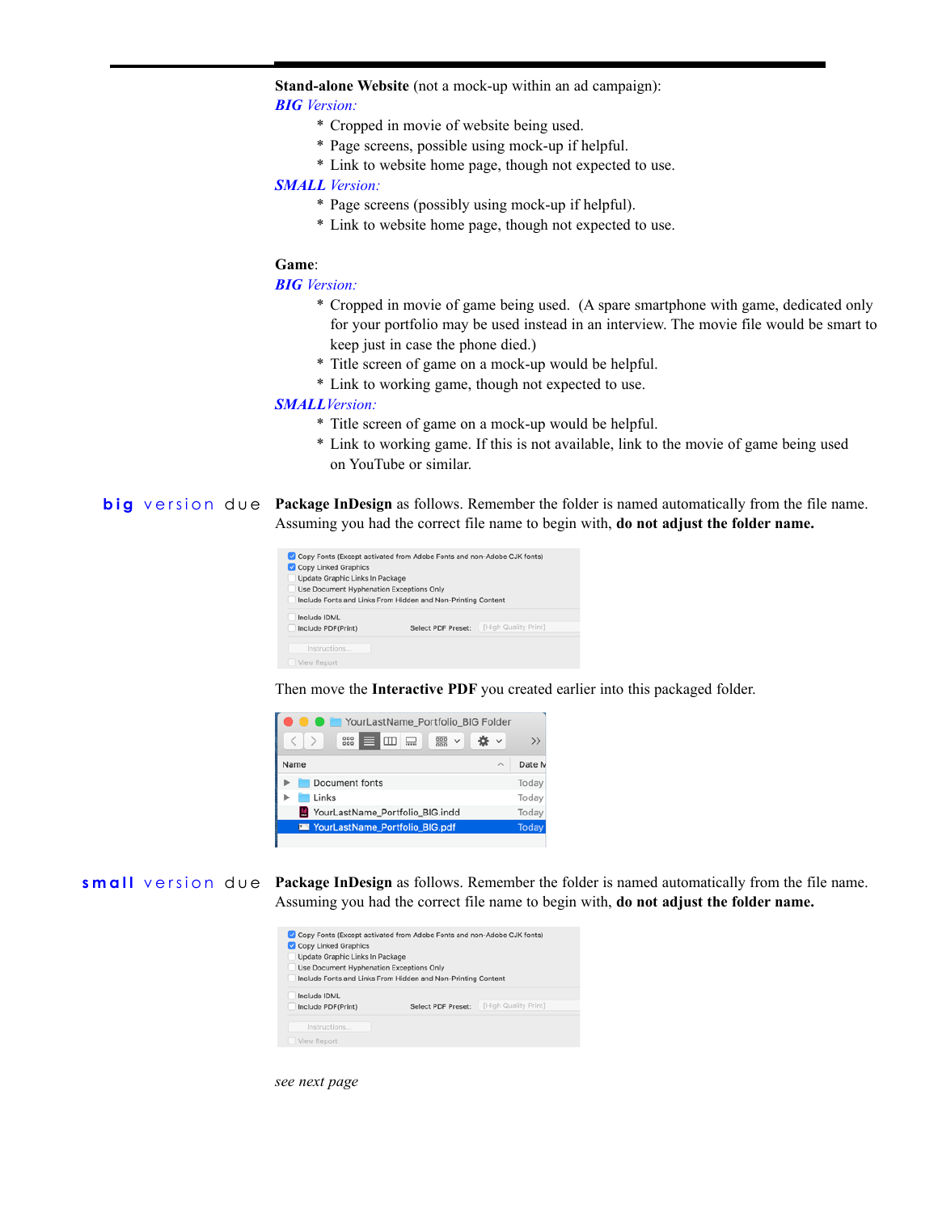**Stand-alone Website** (not a mock-up within an ad campaign):

*BIG Version:*

* Cropped in movie of website being used.
* Page screens, possible using mock-up if helpful.
* Link to website home page, though not expected to use.

*SMALL Version:*

* Page screens (possibly using mock-up if helpful).
* Link to website home page, though not expected to use.

**Game**:

*BIG Version:*

* Cropped in movie of game being used. (A spare smartphone with game, dedicated only for your portfolio may be used instead in an interview. The movie file would be smart to keep just in case the phone died.)
* Title screen of game on a mock-up would be helpful.
* Link to working game, though not expected to use.

*SMALLVersion:*

* Title screen of game on a mock-up would be helpful.
* Link to working game. If this is not available, link to the movie of game being used on YouTube or similar.

**big** version due

**Package InDesign** as follows. Remember the folder is named automatically from the file name. Assuming you had the correct file name to begin with, **do not adjust the folder name.**

Then move the **Interactive PDF** you created earlier into this packaged folder.

**small** version due

**Package InDesign** as follows. Remember the folder is named automatically from the file name. Assuming you had the correct file name to begin with, **do not adjust the folder name.**

*see next page*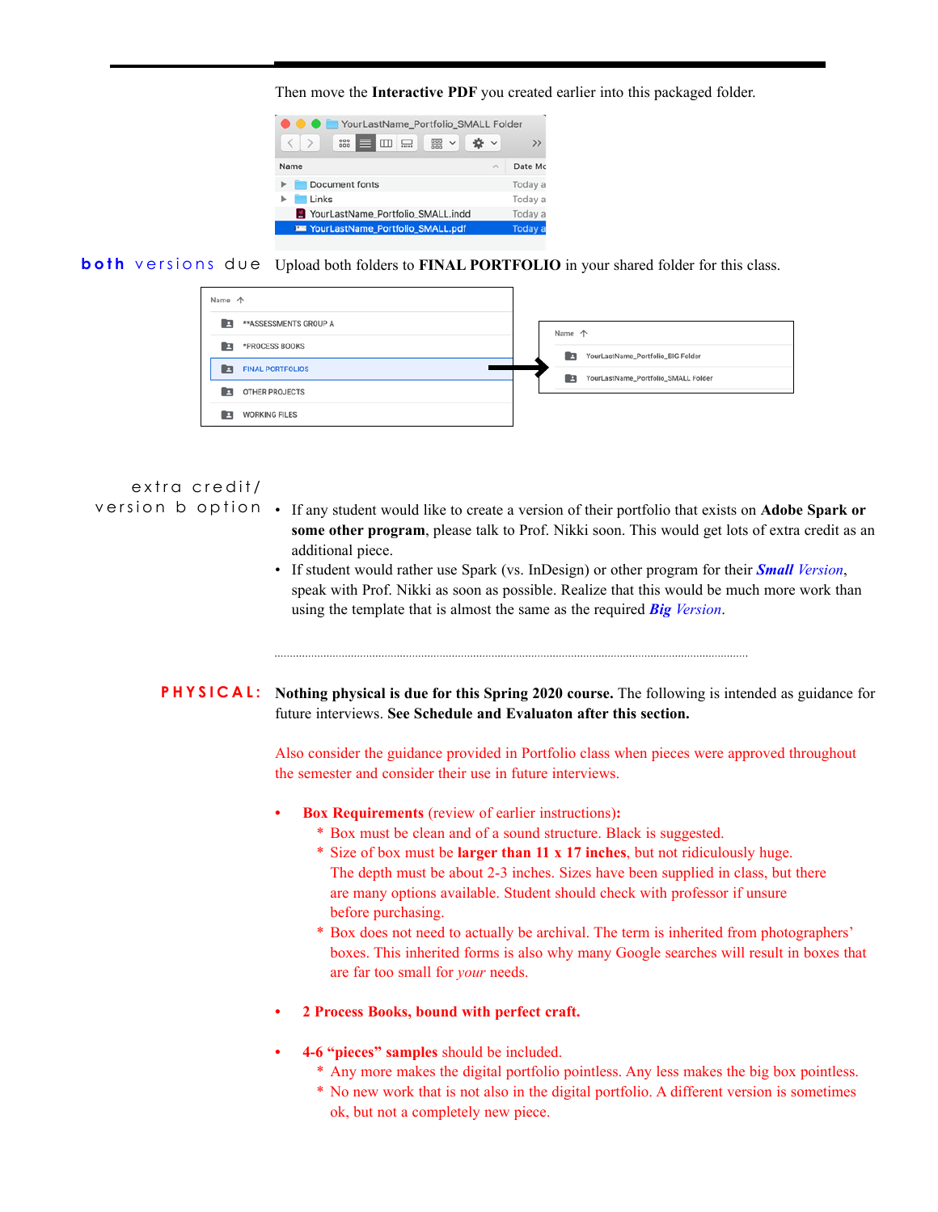Then move the **Interactive PDF** you created earlier into this packaged folder.

**both** versions due

Upload both folders to **FINAL PORTFOLIO** in your shared folder for this class.

extra credit/ version b option

- If any student would like to create a version of their portfolio that exists on **Adobe Spark or some other program**, please talk to Prof. Nikki soon. This would get lots of extra credit as an additional piece.
- If student would rather use Spark (vs. InDesign) or other program for their ***Small*** *Version*, speak with Prof. Nikki as soon as possible. Realize that this would be much more work than using the template that is almost the same as the required ***Big*** *Version*.

---

**PHYSICAL:**

**Nothing physical is due for this Spring 2020 course.** The following is intended as guidance for future interviews. **See Schedule and Evaluaton after this section.**

Also consider the guidance provided in Portfolio class when pieces were approved throughout the semester and consider their use in future interviews.

- **Box Requirements** (review of earlier instructions)**:**
  - \* Box must be clean and of a sound structure. Black is suggested.
  - \* Size of box must be **larger than 11 x 17 inches**, but not ridiculously huge. The depth must be about 2-3 inches. Sizes have been supplied in class, but there are many options available. Student should check with professor if unsure before purchasing.
  - \* Box does not need to actually be archival. The term is inherited from photographers' boxes. This inherited forms is also why many Google searches will result in boxes that are far too small for *your* needs.

- **2 Process Books, bound with perfect craft.**

- **4-6 "pieces" samples** should be included.
  - \* Any more makes the digital portfolio pointless. Any less makes the big box pointless.
  - \* No new work that is not also in the digital portfolio. A different version is sometimes ok, but not a completely new piece.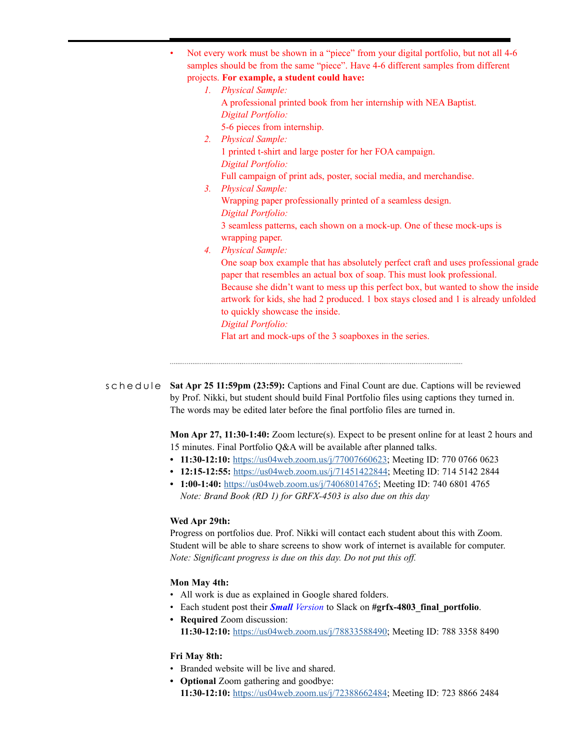- Not every work must be shown in a "piece" from your digital portfolio, but not all 4-6 samples should be from the same "piece". Have 4-6 different samples from different projects. **For example, a student could have:**
    1. *Physical Sample:*
       A professional printed book from her internship with NEA Baptist.
       *Digital Portfolio:*
       5-6 pieces from internship.
    2. *Physical Sample:*
       1 printed t-shirt and large poster for her FOA campaign.
       *Digital Portfolio:*
       Full campaign of print ads, poster, social media, and merchandise.
    3. *Physical Sample:*
       Wrapping paper professionally printed of a seamless design.
       *Digital Portfolio:*
       3 seamless patterns, each shown on a mock-up. One of these mock-ups is wrapping paper.
    4. *Physical Sample:*
       One soap box example that has absolutely perfect craft and uses professional grade paper that resembles an actual box of soap. This must look professional.
       Because she didn't want to mess up this perfect box, but wanted to show the inside artwork for kids, she had 2 produced. 1 box stays closed and 1 is already unfolded to quickly showcase the inside.
       *Digital Portfolio:*
       Flat art and mock-ups of the 3 soapboxes in the series.

---

## schedule

**Sat Apr 25 11:59pm (23:59):** Captions and Final Count are due. Captions will be reviewed by Prof. Nikki, but student should build Final Portfolio files using captions they turned in. The words may be edited later before the final portfolio files are turned in.

**Mon Apr 27, 11:30-1:40:** Zoom lecture(s). Expect to be present online for at least 2 hours and 15 minutes. Final Portfolio Q&A will be available after planned talks.

- **11:30-12:10:** https://us04web.zoom.us/j/77007660623; Meeting ID: 770 0766 0623
- **12:15-12:55:** https://us04web.zoom.us/j/71451422844; Meeting ID: 714 5142 2844
- **1:00-1:40:** https://us04web.zoom.us/j/74068014765; Meeting ID: 740 6801 4765
  *Note: Brand Book (RD 1) for GRFX-4503 is also due on this day*

**Wed Apr 29th:**
Progress on portfolios due. Prof. Nikki will contact each student about this with Zoom. Student will be able to share screens to show work of internet is available for computer.
*Note: Significant progress is due on this day. Do not put this off.*

**Mon May 4th:**

- All work is due as explained in Google shared folders.
- Each student post their ***Small*** *Version* to Slack on **#grfx-4803_final_portfolio**.
- **Required** Zoom discussion:
  **11:30-12:10:** https://us04web.zoom.us/j/78833588490; Meeting ID: 788 3358 8490

**Fri May 8th:**

- Branded website will be live and shared.
- **Optional** Zoom gathering and goodbye:
  **11:30-12:10:** https://us04web.zoom.us/j/72388662484; Meeting ID: 723 8866 2484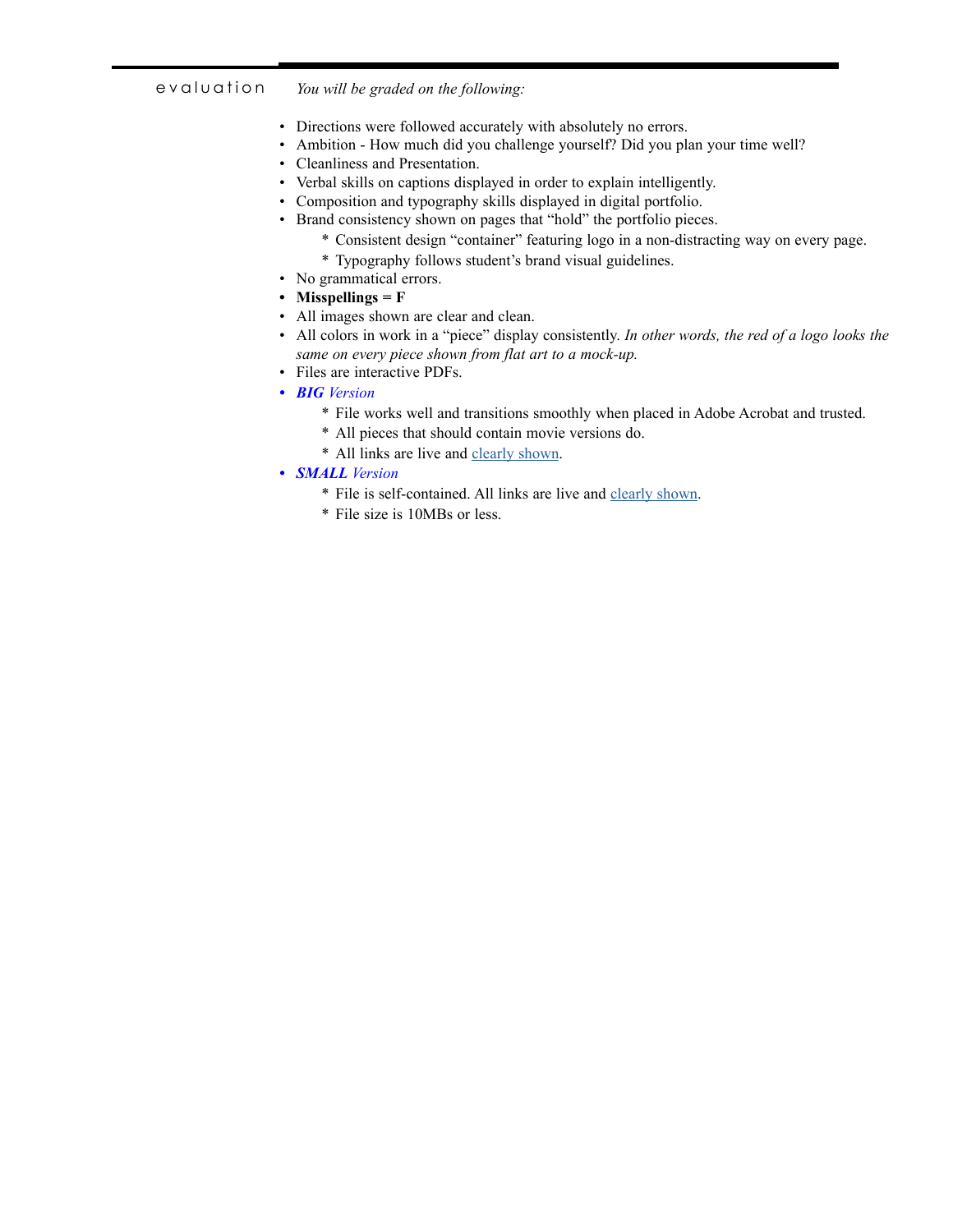## evaluation

*You will be graded on the following:*

- Directions were followed accurately with absolutely no errors.
- Ambition - How much did you challenge yourself? Did you plan your time well?
- Cleanliness and Presentation.
- Verbal skills on captions displayed in order to explain intelligently.
- Composition and typography skills displayed in digital portfolio.
- Brand consistency shown on pages that "hold" the portfolio pieces.
    * Consistent design "container" featuring logo in a non-distracting way on every page.
    * Typography follows student's brand visual guidelines.
- No grammatical errors.
- **Misspellings = F**
- All images shown are clear and clean.
- All colors in work in a "piece" display consistently. *In other words, the red of a logo looks the same on every piece shown from flat art to a mock-up.*
- Files are interactive PDFs.
- ***BIG** Version*
    * File works well and transitions smoothly when placed in Adobe Acrobat and trusted.
    * All pieces that should contain movie versions do.
    * All links are live and clearly shown.
- ***SMALL** Version*
    * File is self-contained. All links are live and clearly shown.
    * File size is 10MBs or less.